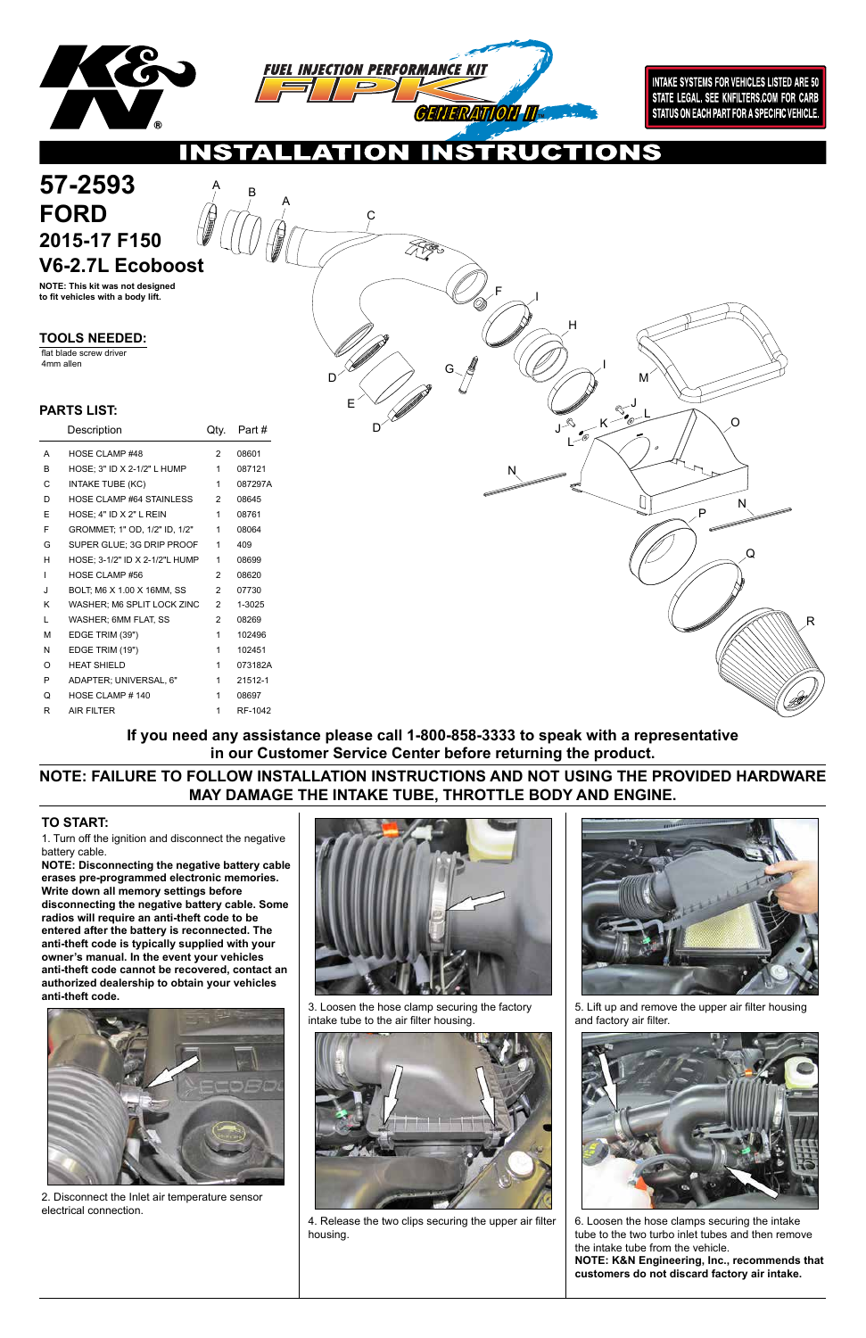K&N

FUEL INJECTION PERFORMANCE KIT FIPK GENERATION II

INTAKE SYSTEMS FOR VEHICLES LISTED ARE 50 STATE LEGAL. SEE KNFILTERS.COM FOR CARB STATUS ON EACH PART FOR A SPECIFIC VEHICLE.

# INSTALLATION INSTRUCTIONS

# 57-2593
# FORD
## 2015-17 F150
## V6-2.7L Ecoboost

**NOTE: This kit was not designed to fit vehicles with a body lift.**

## TOOLS NEEDED:

flat blade screw driver
4mm allen

## PARTS LIST:

| | Description | Qty. | Part # |
|---|---|---|---|
| A | HOSE CLAMP #48 | 2 | 08601 |
| B | HOSE; 3" ID X 2-1/2" L HUMP | 1 | 087121 |
| C | INTAKE TUBE (KC) | 1 | 087297A |
| D | HOSE CLAMP #64 STAINLESS | 2 | 08645 |
| E | HOSE; 4" ID X 2" L REIN | 1 | 08761 |
| F | GROMMET; 1" OD, 1/2" ID, 1/2" | 1 | 08064 |
| G | SUPER GLUE; 3G DRIP PROOF | 1 | 409 |
| H | HOSE; 3-1/2" ID X 2-1/2"L HUMP | 1 | 08699 |
| I | HOSE CLAMP #56 | 2 | 08620 |
| J | BOLT; M6 X 1.00 X 16MM, SS | 2 | 07730 |
| K | WASHER; M6 SPLIT LOCK ZINC | 2 | 1-3025 |
| L | WASHER; 6MM FLAT, SS | 2 | 08269 |
| M | EDGE TRIM (39") | 1 | 102496 |
| N | EDGE TRIM (19") | 1 | 102451 |
| O | HEAT SHIELD | 1 | 073182A |
| P | ADAPTER; UNIVERSAL, 6" | 1 | 21512-1 |
| Q | HOSE CLAMP # 140 | 1 | 08697 |
| R | AIR FILTER | 1 | RF-1042 |

**If you need any assistance please call 1-800-858-3333 to speak with a representative in our Customer Service Center before returning the product.**

**NOTE: FAILURE TO FOLLOW INSTALLATION INSTRUCTIONS AND NOT USING THE PROVIDED HARDWARE MAY DAMAGE THE INTAKE TUBE, THROTTLE BODY AND ENGINE.**

## TO START:

1. Turn off the ignition and disconnect the negative battery cable.

**NOTE: Disconnecting the negative battery cable erases pre-programmed electronic memories. Write down all memory settings before disconnecting the negative battery cable. Some radios will require an anti-theft code to be entered after the battery is reconnected. The anti-theft code is typically supplied with your owner's manual. In the event your vehicles anti-theft code cannot be recovered, contact an authorized dealership to obtain your vehicles anti-theft code.**

2. Disconnect the Inlet air temperature sensor electrical connection.

3. Loosen the hose clamp securing the factory intake tube to the air filter housing.

4. Release the two clips securing the upper air filter housing.

5. Lift up and remove the upper air filter housing and factory air filter.

6. Loosen the hose clamps securing the intake tube to the two turbo inlet tubes and then remove the intake tube from the vehicle.

**NOTE: K&N Engineering, Inc., recommends that customers do not discard factory air intake.**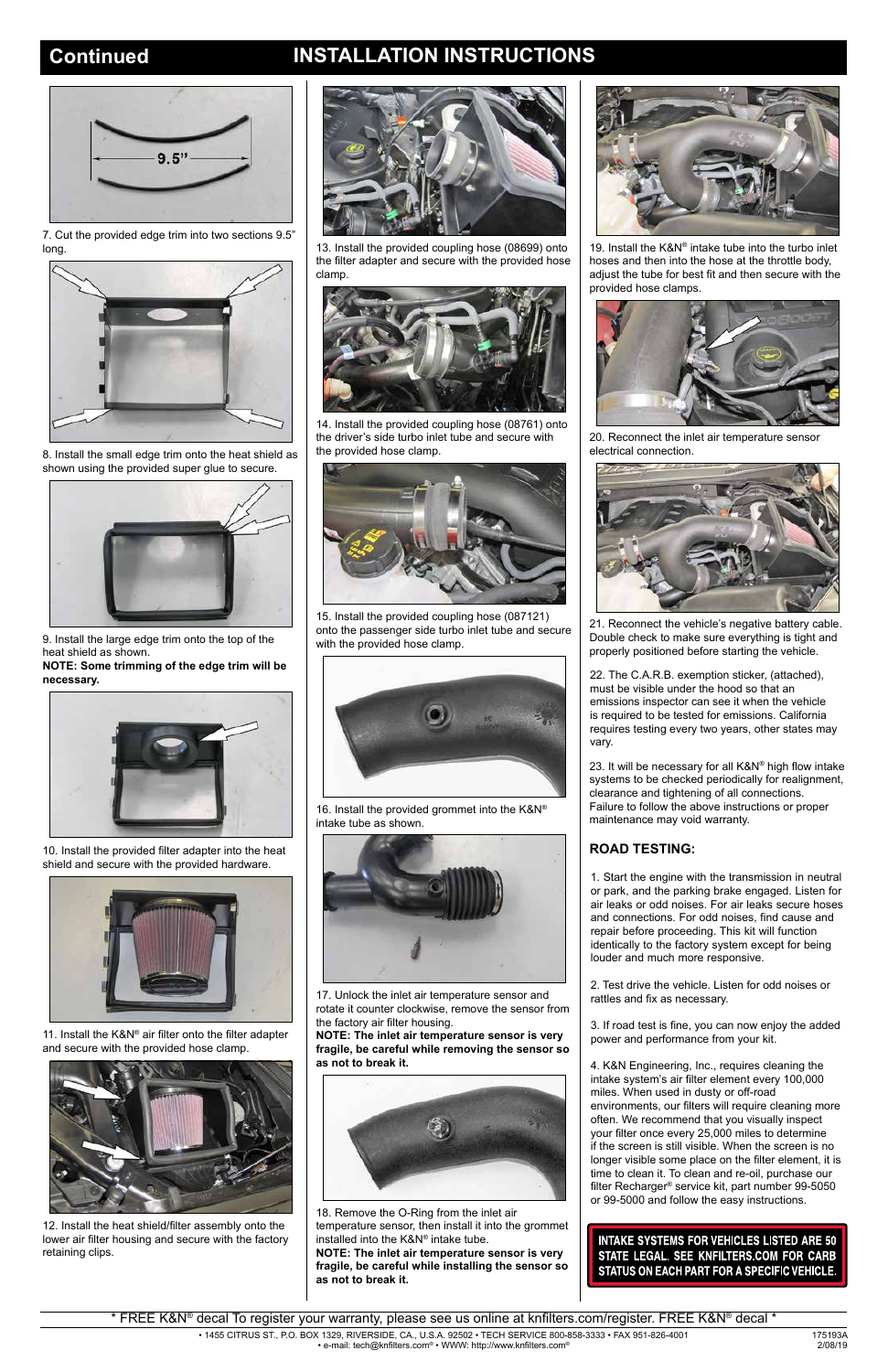## Continued

# INSTALLATION INSTRUCTIONS

9.5"

7. Cut the provided edge trim into two sections 9.5" long.

8. Install the small edge trim onto the heat shield as shown using the provided super glue to secure.

9. Install the large edge trim onto the top of the heat shield as shown.
**NOTE: Some trimming of the edge trim will be necessary.**

10. Install the provided filter adapter into the heat shield and secure with the provided hardware.

11. Install the K&N® air filter onto the filter adapter and secure with the provided hose clamp.

12. Install the heat shield/filter assembly onto the lower air filter housing and secure with the factory retaining clips.

13. Install the provided coupling hose (08699) onto the filter adapter and secure with the provided hose clamp.

14. Install the provided coupling hose (08761) onto the driver's side turbo inlet tube and secure with the provided hose clamp.

15. Install the provided coupling hose (087121) onto the passenger side turbo inlet tube and secure with the provided hose clamp.

16. Install the provided grommet into the K&N® intake tube as shown.

17. Unlock the inlet air temperature sensor and rotate it counter clockwise, remove the sensor from the factory air filter housing.
**NOTE: The inlet air temperature sensor is very fragile, be careful while removing the sensor so as not to break it.**

18. Remove the O-Ring from the inlet air temperature sensor, then install it into the grommet installed into the K&N® intake tube.
**NOTE: The inlet air temperature sensor is very fragile, be careful while installing the sensor so as not to break it.**

19. Install the K&N® intake tube into the turbo inlet hoses and then into the hose at the throttle body, adjust the tube for best fit and then secure with the provided hose clamps.

20. Reconnect the inlet air temperature sensor electrical connection.

21. Reconnect the vehicle's negative battery cable. Double check to make sure everything is tight and properly positioned before starting the vehicle.

22. The C.A.R.B. exemption sticker, (attached), must be visible under the hood so that an emissions inspector can see it when the vehicle is required to be tested for emissions. California requires testing every two years, other states may vary.

23. It will be necessary for all K&N® high flow intake systems to be checked periodically for realignment, clearance and tightening of all connections. Failure to follow the above instructions or proper maintenance may void warranty.

### ROAD TESTING:

1. Start the engine with the transmission in neutral or park, and the parking brake engaged. Listen for air leaks or odd noises. For air leaks secure hoses and connections. For odd noises, find cause and repair before proceeding. This kit will function identically to the factory system except for being louder and much more responsive.

2. Test drive the vehicle. Listen for odd noises or rattles and fix as necessary.

3. If road test is fine, you can now enjoy the added power and performance from your kit.

4. K&N Engineering, Inc., requires cleaning the intake system's air filter element every 100,000 miles. When used in dusty or off-road environments, our filters will require cleaning more often. We recommend that you visually inspect your filter once every 25,000 miles to determine if the screen is still visible. When the screen is no longer visible some place on the filter element, it is time to clean it. To clean and re-oil, purchase our filter Recharger® service kit, part number 99-5050 or 99-5000 and follow the easy instructions.

**INTAKE SYSTEMS FOR VEHICLES LISTED ARE 50 STATE LEGAL. SEE KNFILTERS.COM FOR CARB STATUS ON EACH PART FOR A SPECIFIC VEHICLE.**

\* FREE K&N® decal To register your warranty, please see us online at knfilters.com/register. FREE K&N® decal \*

• 1455 CITRUS ST., P.O. BOX 1329, RIVERSIDE, CA., U.S.A. 92502 • TECH SERVICE 800-858-3333 • FAX 951-826-4001
• e-mail: tech@knfilters.com® • WWW: http://www.knfilters.com®

175193A
2/08/19